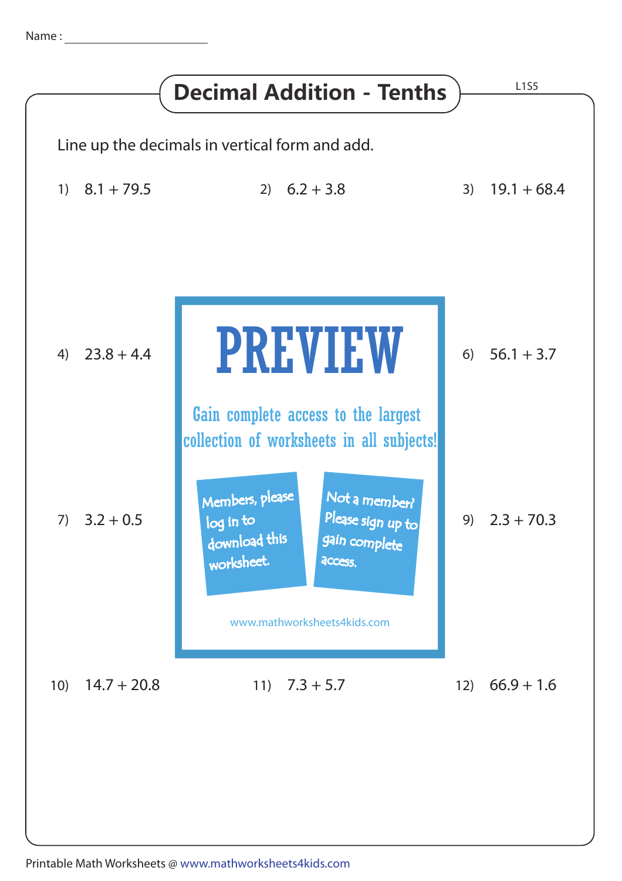Name : ______________________

# Decimal Addition - Tenths

L1S5

Line up the decimals in vertical form and add.

1) $8.1 + 79.5$

2) $6.2 + 3.8$

3) $19.1 + 68.4$

4) $23.8 + 4.4$

6) $56.1 + 3.7$

7) $3.2 + 0.5$

9) $2.3 + 70.3$

10) $14.7 + 20.8$

11) $7.3 + 5.7$

12) $66.9 + 1.6$

PREVIEW

Gain complete access to the largest collection of worksheets in all subjects!

Members, please log in to download this worksheet.

Not a member? Please sign up to gain complete access.

www.mathworksheets4kids.com

Printable Math Worksheets @ www.mathworksheets4kids.com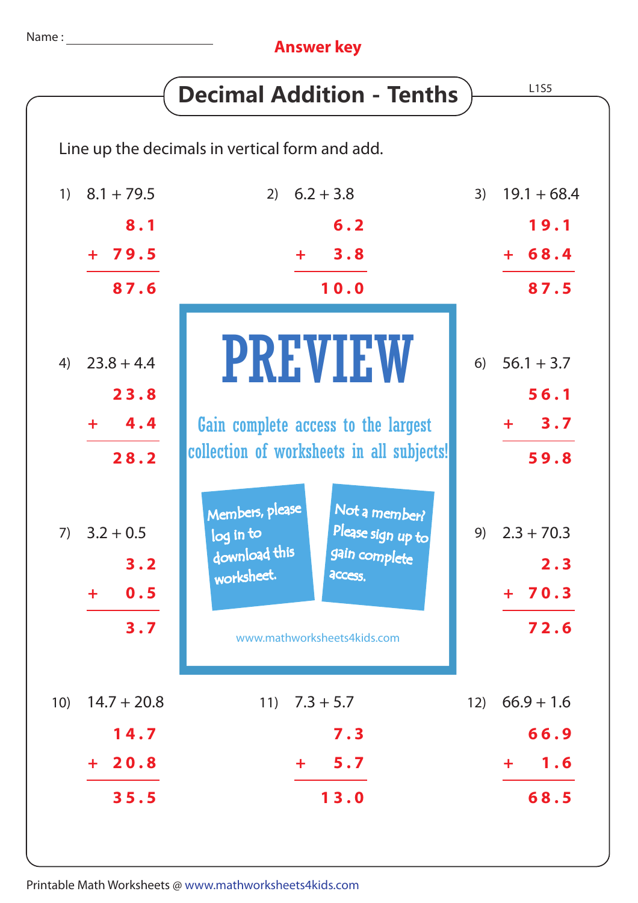Name :

**Answer key**

# Decimal Addition - Tenths

L1S5

Line up the decimals in vertical form and add.

1) 8.1 + 79.5

$$\begin{array}{r} 8.1 \\ +\ 79.5 \\ \hline 87.6 \end{array}$$

2) 6.2 + 3.8

$$\begin{array}{r} 6.2 \\ +\ 3.8 \\ \hline 10.0 \end{array}$$

3) 19.1 + 68.4

$$\begin{array}{r} 19.1 \\ +\ 68.4 \\ \hline 87.5 \end{array}$$

4) 23.8 + 4.4

$$\begin{array}{r} 23.8 \\ +\ 4.4 \\ \hline 28.2 \end{array}$$

6) 56.1 + 3.7

$$\begin{array}{r} 56.1 \\ +\ 3.7 \\ \hline 59.8 \end{array}$$

7) 3.2 + 0.5

$$\begin{array}{r} 3.2 \\ +\ 0.5 \\ \hline 3.7 \end{array}$$

9) 2.3 + 70.3

$$\begin{array}{r} 2.3 \\ +\ 70.3 \\ \hline 72.6 \end{array}$$

10) 14.7 + 20.8

$$\begin{array}{r} 14.7 \\ +\ 20.8 \\ \hline 35.5 \end{array}$$

11) 7.3 + 5.7

$$\begin{array}{r} 7.3 \\ +\ 5.7 \\ \hline 13.0 \end{array}$$

12) 66.9 + 1.6

$$\begin{array}{r} 66.9 \\ +\ 1.6 \\ \hline 68.5 \end{array}$$

PREVIEW

Gain complete access to the largest collection of worksheets in all subjects!

Members, please log in to download this worksheet.

Not a member? Please sign up to gain complete access.

www.mathworksheets4kids.com

Printable Math Worksheets @ www.mathworksheets4kids.com